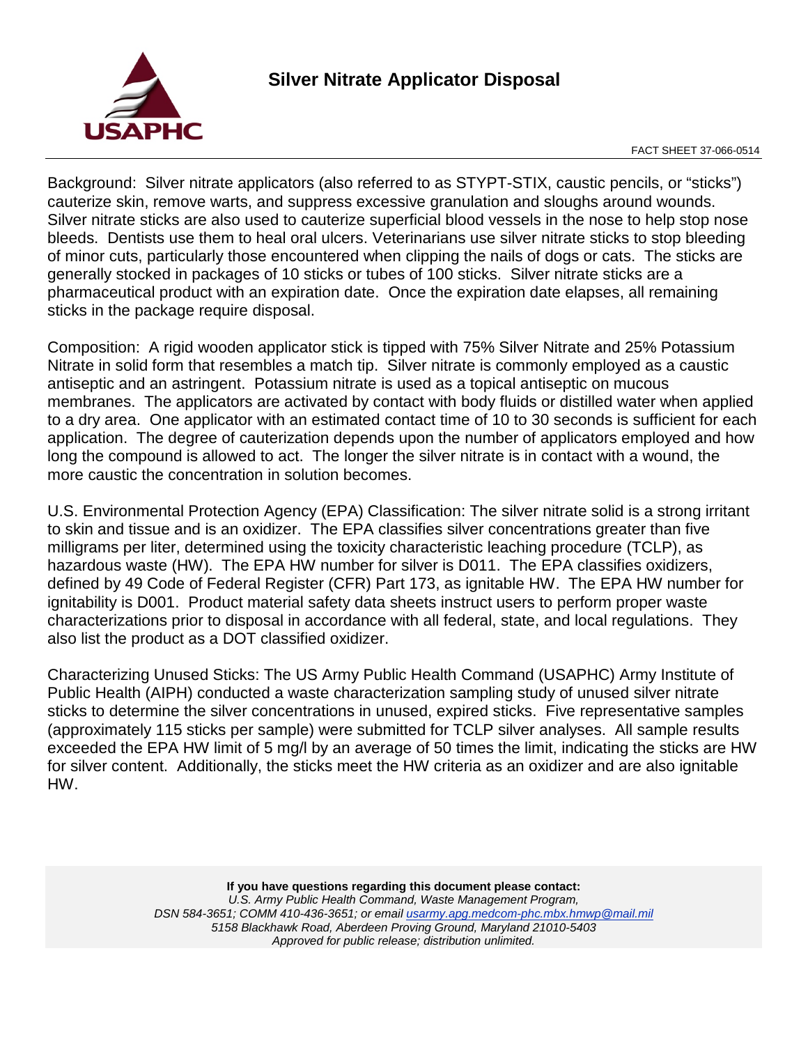USAPHC

# Silver Nitrate Applicator Disposal

FACT SHEET 37-066-0514

Background: Silver nitrate applicators (also referred to as STYPT-STIX, caustic pencils, or "sticks") cauterize skin, remove warts, and suppress excessive granulation and sloughs around wounds. Silver nitrate sticks are also used to cauterize superficial blood vessels in the nose to help stop nose bleeds. Dentists use them to heal oral ulcers. Veterinarians use silver nitrate sticks to stop bleeding of minor cuts, particularly those encountered when clipping the nails of dogs or cats. The sticks are generally stocked in packages of 10 sticks or tubes of 100 sticks. Silver nitrate sticks are a pharmaceutical product with an expiration date. Once the expiration date elapses, all remaining sticks in the package require disposal.

Composition: A rigid wooden applicator stick is tipped with 75% Silver Nitrate and 25% Potassium Nitrate in solid form that resembles a match tip. Silver nitrate is commonly employed as a caustic antiseptic and an astringent. Potassium nitrate is used as a topical antiseptic on mucous membranes. The applicators are activated by contact with body fluids or distilled water when applied to a dry area. One applicator with an estimated contact time of 10 to 30 seconds is sufficient for each application. The degree of cauterization depends upon the number of applicators employed and how long the compound is allowed to act. The longer the silver nitrate is in contact with a wound, the more caustic the concentration in solution becomes.

U.S. Environmental Protection Agency (EPA) Classification: The silver nitrate solid is a strong irritant to skin and tissue and is an oxidizer. The EPA classifies silver concentrations greater than five milligrams per liter, determined using the toxicity characteristic leaching procedure (TCLP), as hazardous waste (HW). The EPA HW number for silver is D011. The EPA classifies oxidizers, defined by 49 Code of Federal Register (CFR) Part 173, as ignitable HW. The EPA HW number for ignitability is D001. Product material safety data sheets instruct users to perform proper waste characterizations prior to disposal in accordance with all federal, state, and local regulations. They also list the product as a DOT classified oxidizer.

Characterizing Unused Sticks: The US Army Public Health Command (USAPHC) Army Institute of Public Health (AIPH) conducted a waste characterization sampling study of unused silver nitrate sticks to determine the silver concentrations in unused, expired sticks. Five representative samples (approximately 115 sticks per sample) were submitted for TCLP silver analyses. All sample results exceeded the EPA HW limit of 5 mg/l by an average of 50 times the limit, indicating the sticks are HW for silver content. Additionally, the sticks meet the HW criteria as an oxidizer and are also ignitable HW.

**If you have questions regarding this document please contact:**
*U.S. Army Public Health Command, Waste Management Program,*
*DSN 584-3651; COMM 410-436-3651; or email usarmy.apg.medcom-phc.mbx.hmwp@mail.mil*
*5158 Blackhawk Road, Aberdeen Proving Ground, Maryland 21010-5403*
*Approved for public release; distribution unlimited.*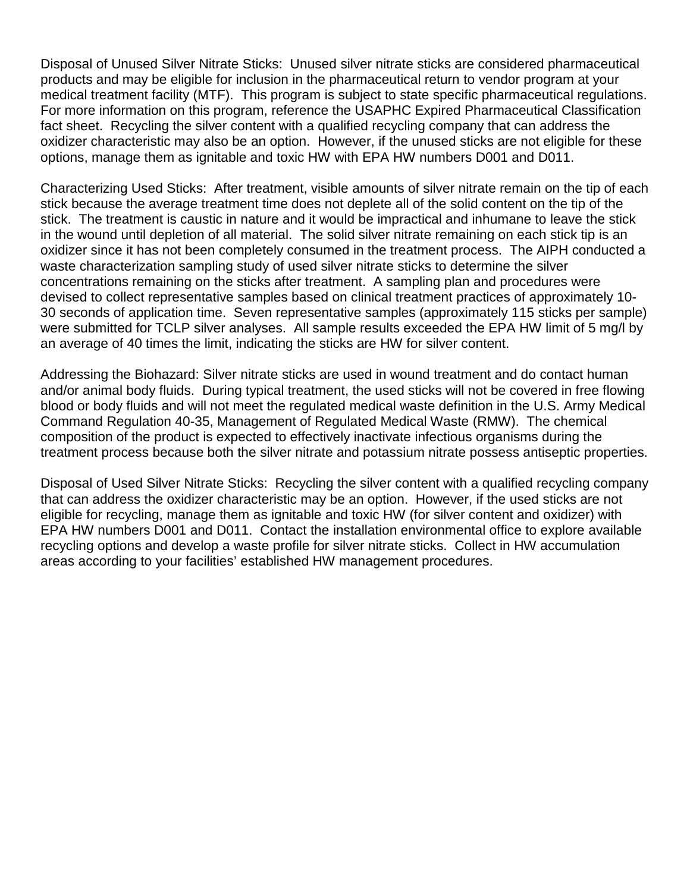Disposal of Unused Silver Nitrate Sticks: Unused silver nitrate sticks are considered pharmaceutical products and may be eligible for inclusion in the pharmaceutical return to vendor program at your medical treatment facility (MTF). This program is subject to state specific pharmaceutical regulations. For more information on this program, reference the USAPHC Expired Pharmaceutical Classification fact sheet. Recycling the silver content with a qualified recycling company that can address the oxidizer characteristic may also be an option. However, if the unused sticks are not eligible for these options, manage them as ignitable and toxic HW with EPA HW numbers D001 and D011.

Characterizing Used Sticks: After treatment, visible amounts of silver nitrate remain on the tip of each stick because the average treatment time does not deplete all of the solid content on the tip of the stick. The treatment is caustic in nature and it would be impractical and inhumane to leave the stick in the wound until depletion of all material. The solid silver nitrate remaining on each stick tip is an oxidizer since it has not been completely consumed in the treatment process. The AIPH conducted a waste characterization sampling study of used silver nitrate sticks to determine the silver concentrations remaining on the sticks after treatment. A sampling plan and procedures were devised to collect representative samples based on clinical treatment practices of approximately 10-30 seconds of application time. Seven representative samples (approximately 115 sticks per sample) were submitted for TCLP silver analyses. All sample results exceeded the EPA HW limit of 5 mg/l by an average of 40 times the limit, indicating the sticks are HW for silver content.

Addressing the Biohazard: Silver nitrate sticks are used in wound treatment and do contact human and/or animal body fluids. During typical treatment, the used sticks will not be covered in free flowing blood or body fluids and will not meet the regulated medical waste definition in the U.S. Army Medical Command Regulation 40-35, Management of Regulated Medical Waste (RMW). The chemical composition of the product is expected to effectively inactivate infectious organisms during the treatment process because both the silver nitrate and potassium nitrate possess antiseptic properties.

Disposal of Used Silver Nitrate Sticks: Recycling the silver content with a qualified recycling company that can address the oxidizer characteristic may be an option. However, if the used sticks are not eligible for recycling, manage them as ignitable and toxic HW (for silver content and oxidizer) with EPA HW numbers D001 and D011. Contact the installation environmental office to explore available recycling options and develop a waste profile for silver nitrate sticks. Collect in HW accumulation areas according to your facilities' established HW management procedures.